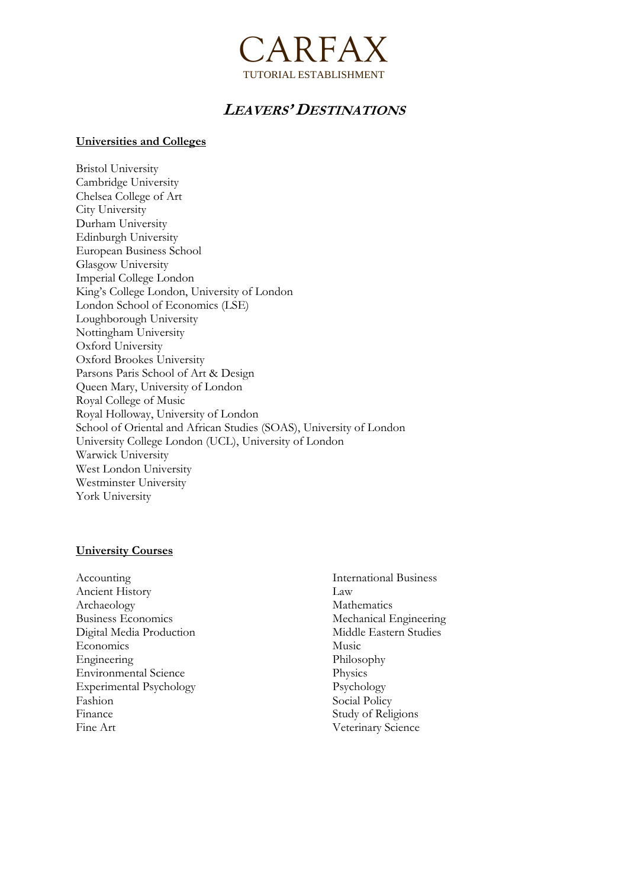# CARFAX

TUTORIAL ESTABLISHMENT

## *LEAVERS' DESTINATIONS*

**Universities and Colleges**

Bristol University
Cambridge University
Chelsea College of Art
City University
Durham University
Edinburgh University
European Business School
Glasgow University
Imperial College London
King's College London, University of London
London School of Economics (LSE)
Loughborough University
Nottingham University
Oxford University
Oxford Brookes University
Parsons Paris School of Art & Design
Queen Mary, University of London
Royal College of Music
Royal Holloway, University of London
School of Oriental and African Studies (SOAS), University of London
University College London (UCL), University of London
Warwick University
West London University
Westminster University
York University

**University Courses**

Accounting
Ancient History
Archaeology
Business Economics
Digital Media Production
Economics
Engineering
Environmental Science
Experimental Psychology
Fashion
Finance
Fine Art
International Business
Law
Mathematics
Mechanical Engineering
Middle Eastern Studies
Music
Philosophy
Physics
Psychology
Social Policy
Study of Religions
Veterinary Science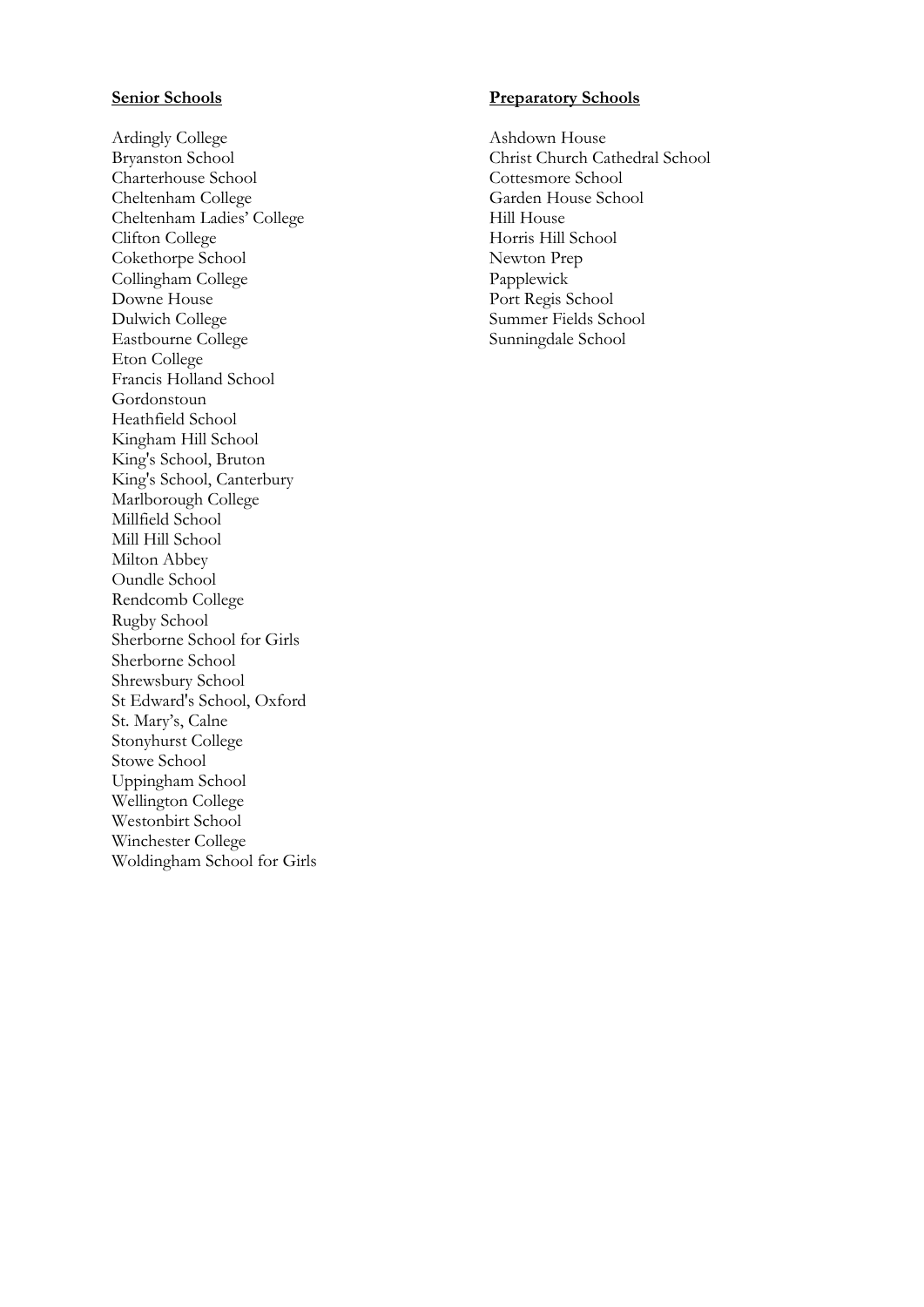**Senior Schools**

Ardingly College
Bryanston School
Charterhouse School
Cheltenham College
Cheltenham Ladies' College
Clifton College
Cokethorpe School
Collingham College
Downe House
Dulwich College
Eastbourne College
Eton College
Francis Holland School
Gordonstoun
Heathfield School
Kingham Hill School
King's School, Bruton
King's School, Canterbury
Marlborough College
Millfield School
Mill Hill School
Milton Abbey
Oundle School
Rendcomb College
Rugby School
Sherborne School for Girls
Sherborne School
Shrewsbury School
St Edward's School, Oxford
St. Mary's, Calne
Stonyhurst College
Stowe School
Uppingham School
Wellington College
Westonbirt School
Winchester College
Woldingham School for Girls

**Preparatory Schools**

Ashdown House
Christ Church Cathedral School
Cottesmore School
Garden House School
Hill House
Horris Hill School
Newton Prep
Papplewick
Port Regis School
Summer Fields School
Sunningdale School